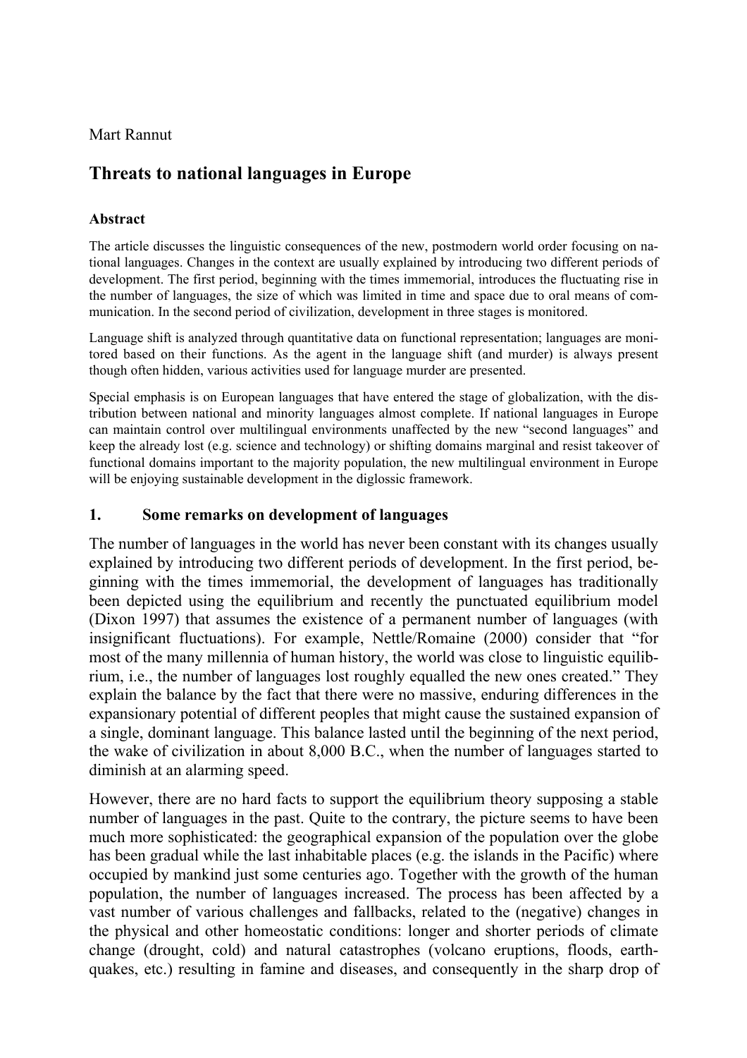Mart Rannut

# Threats to national languages in Europe

### Abstract

The article discusses the linguistic consequences of the new, postmodern world order focusing on national languages. Changes in the context are usually explained by introducing two different periods of development. The first period, beginning with the times immemorial, introduces the fluctuating rise in the number of languages, the size of which was limited in time and space due to oral means of communication. In the second period of civilization, development in three stages is monitored.

Language shift is analyzed through quantitative data on functional representation; languages are monitored based on their functions. As the agent in the language shift (and murder) is always present though often hidden, various activities used for language murder are presented.

Special emphasis is on European languages that have entered the stage of globalization, with the distribution between national and minority languages almost complete. If national languages in Europe can maintain control over multilingual environments unaffected by the new "second languages" and keep the already lost (e.g. science and technology) or shifting domains marginal and resist takeover of functional domains important to the majority population, the new multilingual environment in Europe will be enjoying sustainable development in the diglossic framework.

## 1. Some remarks on development of languages

The number of languages in the world has never been constant with its changes usually explained by introducing two different periods of development. In the first period, beginning with the times immemorial, the development of languages has traditionally been depicted using the equilibrium and recently the punctuated equilibrium model (Dixon 1997) that assumes the existence of a permanent number of languages (with insignificant fluctuations). For example, Nettle/Romaine (2000) consider that "for most of the many millennia of human history, the world was close to linguistic equilibrium, i.e., the number of languages lost roughly equalled the new ones created." They explain the balance by the fact that there were no massive, enduring differences in the expansionary potential of different peoples that might cause the sustained expansion of a single, dominant language. This balance lasted until the beginning of the next period, the wake of civilization in about 8,000 B.C., when the number of languages started to diminish at an alarming speed.

However, there are no hard facts to support the equilibrium theory supposing a stable number of languages in the past. Quite to the contrary, the picture seems to have been much more sophisticated: the geographical expansion of the population over the globe has been gradual while the last inhabitable places (e.g. the islands in the Pacific) where occupied by mankind just some centuries ago. Together with the growth of the human population, the number of languages increased. The process has been affected by a vast number of various challenges and fallbacks, related to the (negative) changes in the physical and other homeostatic conditions: longer and shorter periods of climate change (drought, cold) and natural catastrophes (volcano eruptions, floods, earthquakes, etc.) resulting in famine and diseases, and consequently in the sharp drop of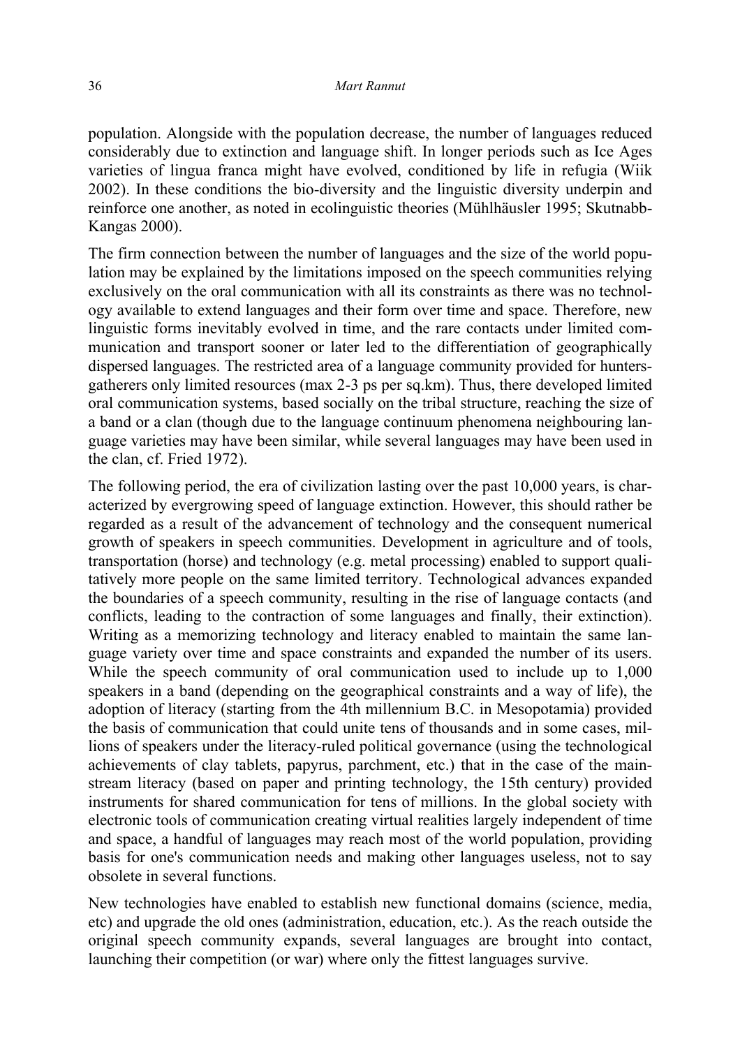population. Alongside with the population decrease, the number of languages reduced considerably due to extinction and language shift. In longer periods such as Ice Ages varieties of lingua franca might have evolved, conditioned by life in refugia (Wiik 2002). In these conditions the bio-diversity and the linguistic diversity underpin and reinforce one another, as noted in ecolinguistic theories (Mühlhäusler 1995; Skutnabb-Kangas 2000).

The firm connection between the number of languages and the size of the world population may be explained by the limitations imposed on the speech communities relying exclusively on the oral communication with all its constraints as there was no technology available to extend languages and their form over time and space. Therefore, new linguistic forms inevitably evolved in time, and the rare contacts under limited communication and transport sooner or later led to the differentiation of geographically dispersed languages. The restricted area of a language community provided for hunters-gatherers only limited resources (max 2-3 ps per sq.km). Thus, there developed limited oral communication systems, based socially on the tribal structure, reaching the size of a band or a clan (though due to the language continuum phenomena neighbouring language varieties may have been similar, while several languages may have been used in the clan, cf. Fried 1972).

The following period, the era of civilization lasting over the past 10,000 years, is characterized by evergrowing speed of language extinction. However, this should rather be regarded as a result of the advancement of technology and the consequent numerical growth of speakers in speech communities. Development in agriculture and of tools, transportation (horse) and technology (e.g. metal processing) enabled to support qualitatively more people on the same limited territory. Technological advances expanded the boundaries of a speech community, resulting in the rise of language contacts (and conflicts, leading to the contraction of some languages and finally, their extinction). Writing as a memorizing technology and literacy enabled to maintain the same language variety over time and space constraints and expanded the number of its users. While the speech community of oral communication used to include up to 1,000 speakers in a band (depending on the geographical constraints and a way of life), the adoption of literacy (starting from the 4th millennium B.C. in Mesopotamia) provided the basis of communication that could unite tens of thousands and in some cases, millions of speakers under the literacy-ruled political governance (using the technological achievements of clay tablets, papyrus, parchment, etc.) that in the case of the mainstream literacy (based on paper and printing technology, the 15th century) provided instruments for shared communication for tens of millions. In the global society with electronic tools of communication creating virtual realities largely independent of time and space, a handful of languages may reach most of the world population, providing basis for one's communication needs and making other languages useless, not to say obsolete in several functions.

New technologies have enabled to establish new functional domains (science, media, etc) and upgrade the old ones (administration, education, etc.). As the reach outside the original speech community expands, several languages are brought into contact, launching their competition (or war) where only the fittest languages survive.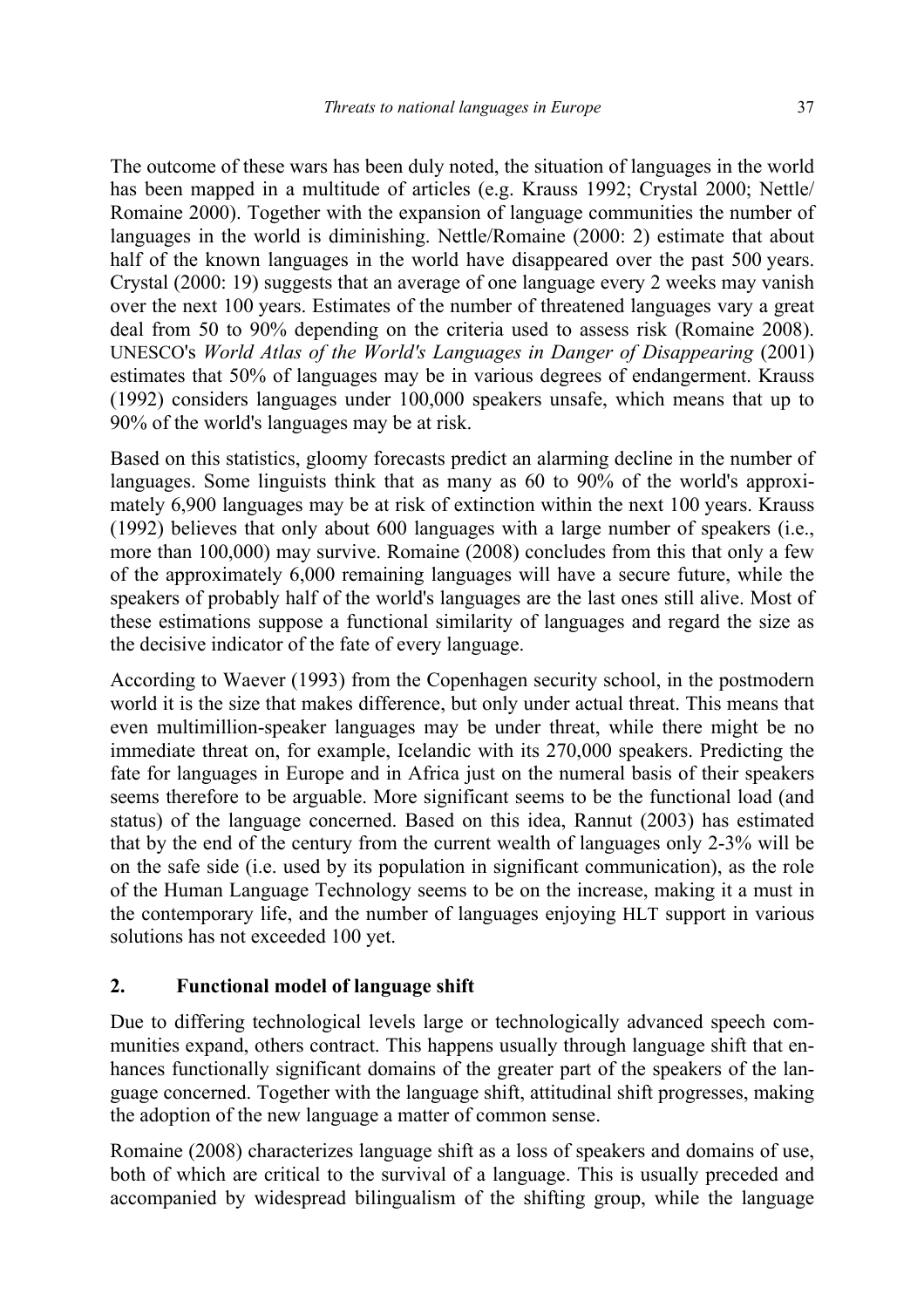The outcome of these wars has been duly noted, the situation of languages in the world has been mapped in a multitude of articles (e.g. Krauss 1992; Crystal 2000; Nettle/Romaine 2000). Together with the expansion of language communities the number of languages in the world is diminishing. Nettle/Romaine (2000: 2) estimate that about half of the known languages in the world have disappeared over the past 500 years. Crystal (2000: 19) suggests that an average of one language every 2 weeks may vanish over the next 100 years. Estimates of the number of threatened languages vary a great deal from 50 to 90% depending on the criteria used to assess risk (Romaine 2008). UNESCO's *World Atlas of the World's Languages in Danger of Disappearing* (2001) estimates that 50% of languages may be in various degrees of endangerment. Krauss (1992) considers languages under 100,000 speakers unsafe, which means that up to 90% of the world's languages may be at risk.

Based on this statistics, gloomy forecasts predict an alarming decline in the number of languages. Some linguists think that as many as 60 to 90% of the world's approximately 6,900 languages may be at risk of extinction within the next 100 years. Krauss (1992) believes that only about 600 languages with a large number of speakers (i.e., more than 100,000) may survive. Romaine (2008) concludes from this that only a few of the approximately 6,000 remaining languages will have a secure future, while the speakers of probably half of the world's languages are the last ones still alive. Most of these estimations suppose a functional similarity of languages and regard the size as the decisive indicator of the fate of every language.

According to Waever (1993) from the Copenhagen security school, in the postmodern world it is the size that makes difference, but only under actual threat. This means that even multimillion-speaker languages may be under threat, while there might be no immediate threat on, for example, Icelandic with its 270,000 speakers. Predicting the fate for languages in Europe and in Africa just on the numeral basis of their speakers seems therefore to be arguable. More significant seems to be the functional load (and status) of the language concerned. Based on this idea, Rannut (2003) has estimated that by the end of the century from the current wealth of languages only 2-3% will be on the safe side (i.e. used by its population in significant communication), as the role of the Human Language Technology seems to be on the increase, making it a must in the contemporary life, and the number of languages enjoying HLT support in various solutions has not exceeded 100 yet.

## 2. Functional model of language shift

Due to differing technological levels large or technologically advanced speech communities expand, others contract. This happens usually through language shift that enhances functionally significant domains of the greater part of the speakers of the language concerned. Together with the language shift, attitudinal shift progresses, making the adoption of the new language a matter of common sense.

Romaine (2008) characterizes language shift as a loss of speakers and domains of use, both of which are critical to the survival of a language. This is usually preceded and accompanied by widespread bilingualism of the shifting group, while the language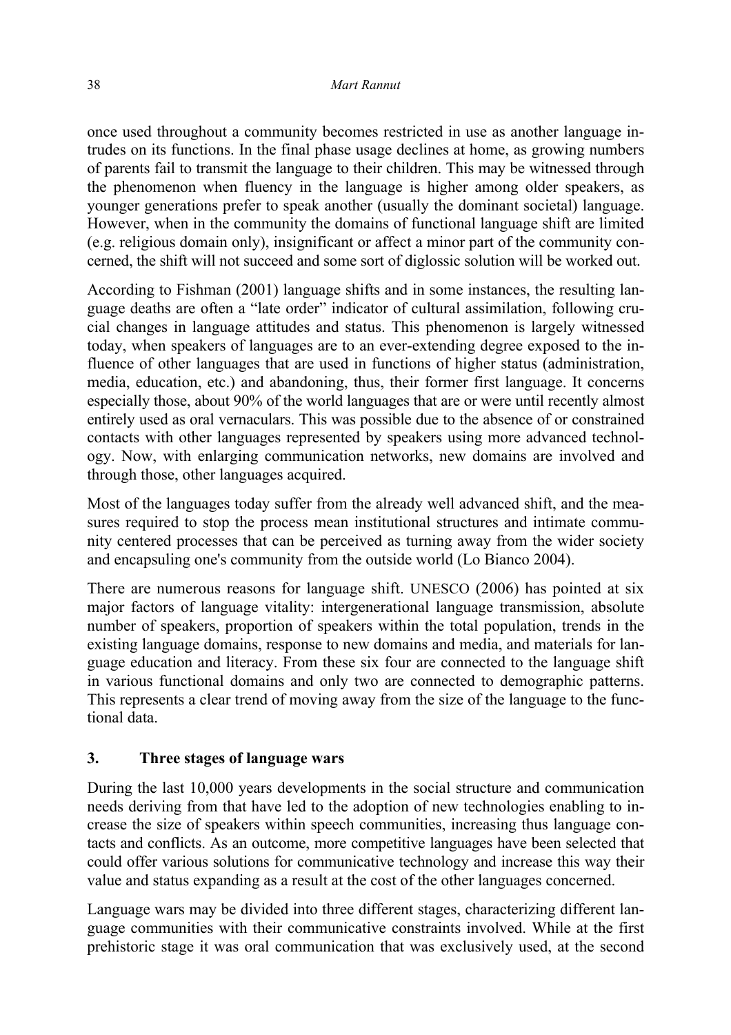once used throughout a community becomes restricted in use as another language intrudes on its functions. In the final phase usage declines at home, as growing numbers of parents fail to transmit the language to their children. This may be witnessed through the phenomenon when fluency in the language is higher among older speakers, as younger generations prefer to speak another (usually the dominant societal) language. However, when in the community the domains of functional language shift are limited (e.g. religious domain only), insignificant or affect a minor part of the community concerned, the shift will not succeed and some sort of diglossic solution will be worked out.

According to Fishman (2001) language shifts and in some instances, the resulting language deaths are often a "late order" indicator of cultural assimilation, following crucial changes in language attitudes and status. This phenomenon is largely witnessed today, when speakers of languages are to an ever-extending degree exposed to the influence of other languages that are used in functions of higher status (administration, media, education, etc.) and abandoning, thus, their former first language. It concerns especially those, about 90% of the world languages that are or were until recently almost entirely used as oral vernaculars. This was possible due to the absence of or constrained contacts with other languages represented by speakers using more advanced technology. Now, with enlarging communication networks, new domains are involved and through those, other languages acquired.

Most of the languages today suffer from the already well advanced shift, and the measures required to stop the process mean institutional structures and intimate community centered processes that can be perceived as turning away from the wider society and encapsuling one's community from the outside world (Lo Bianco 2004).

There are numerous reasons for language shift. UNESCO (2006) has pointed at six major factors of language vitality: intergenerational language transmission, absolute number of speakers, proportion of speakers within the total population, trends in the existing language domains, response to new domains and media, and materials for language education and literacy. From these six four are connected to the language shift in various functional domains and only two are connected to demographic patterns. This represents a clear trend of moving away from the size of the language to the functional data.

## 3. Three stages of language wars

During the last 10,000 years developments in the social structure and communication needs deriving from that have led to the adoption of new technologies enabling to increase the size of speakers within speech communities, increasing thus language contacts and conflicts. As an outcome, more competitive languages have been selected that could offer various solutions for communicative technology and increase this way their value and status expanding as a result at the cost of the other languages concerned.

Language wars may be divided into three different stages, characterizing different language communities with their communicative constraints involved. While at the first prehistoric stage it was oral communication that was exclusively used, at the second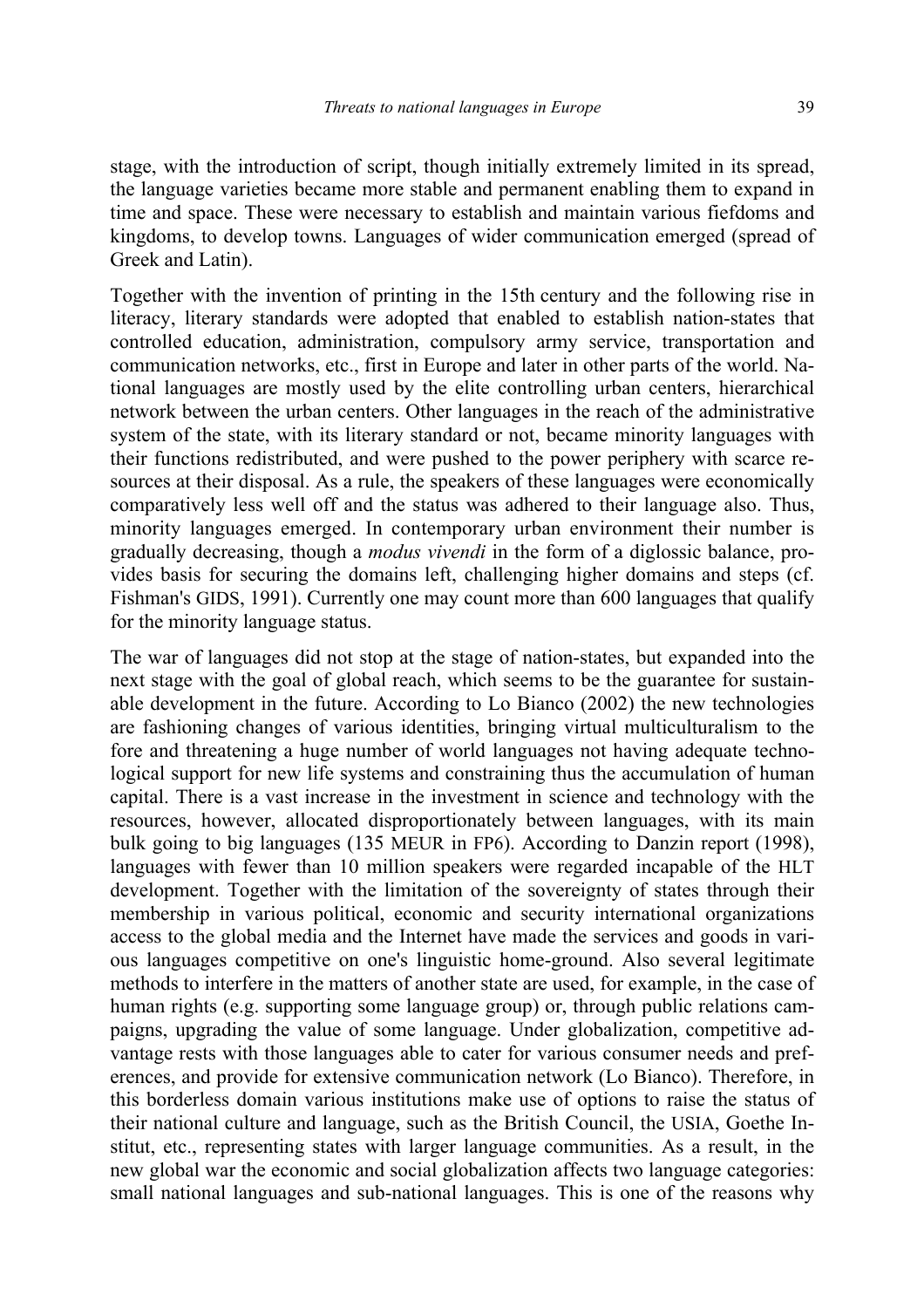stage, with the introduction of script, though initially extremely limited in its spread, the language varieties became more stable and permanent enabling them to expand in time and space. These were necessary to establish and maintain various fiefdoms and kingdoms, to develop towns. Languages of wider communication emerged (spread of Greek and Latin).

Together with the invention of printing in the 15th century and the following rise in literacy, literary standards were adopted that enabled to establish nation-states that controlled education, administration, compulsory army service, transportation and communication networks, etc., first in Europe and later in other parts of the world. National languages are mostly used by the elite controlling urban centers, hierarchical network between the urban centers. Other languages in the reach of the administrative system of the state, with its literary standard or not, became minority languages with their functions redistributed, and were pushed to the power periphery with scarce resources at their disposal. As a rule, the speakers of these languages were economically comparatively less well off and the status was adhered to their language also. Thus, minority languages emerged. In contemporary urban environment their number is gradually decreasing, though a *modus vivendi* in the form of a diglossic balance, provides basis for securing the domains left, challenging higher domains and steps (cf. Fishman's GIDS, 1991). Currently one may count more than 600 languages that qualify for the minority language status.

The war of languages did not stop at the stage of nation-states, but expanded into the next stage with the goal of global reach, which seems to be the guarantee for sustainable development in the future. According to Lo Bianco (2002) the new technologies are fashioning changes of various identities, bringing virtual multiculturalism to the fore and threatening a huge number of world languages not having adequate technological support for new life systems and constraining thus the accumulation of human capital. There is a vast increase in the investment in science and technology with the resources, however, allocated disproportionately between languages, with its main bulk going to big languages (135 MEUR in FP6). According to Danzin report (1998), languages with fewer than 10 million speakers were regarded incapable of the HLT development. Together with the limitation of the sovereignty of states through their membership in various political, economic and security international organizations access to the global media and the Internet have made the services and goods in various languages competitive on one's linguistic home-ground. Also several legitimate methods to interfere in the matters of another state are used, for example, in the case of human rights (e.g. supporting some language group) or, through public relations campaigns, upgrading the value of some language. Under globalization, competitive advantage rests with those languages able to cater for various consumer needs and preferences, and provide for extensive communication network (Lo Bianco). Therefore, in this borderless domain various institutions make use of options to raise the status of their national culture and language, such as the British Council, the USIA, Goethe Institut, etc., representing states with larger language communities. As a result, in the new global war the economic and social globalization affects two language categories: small national languages and sub-national languages. This is one of the reasons why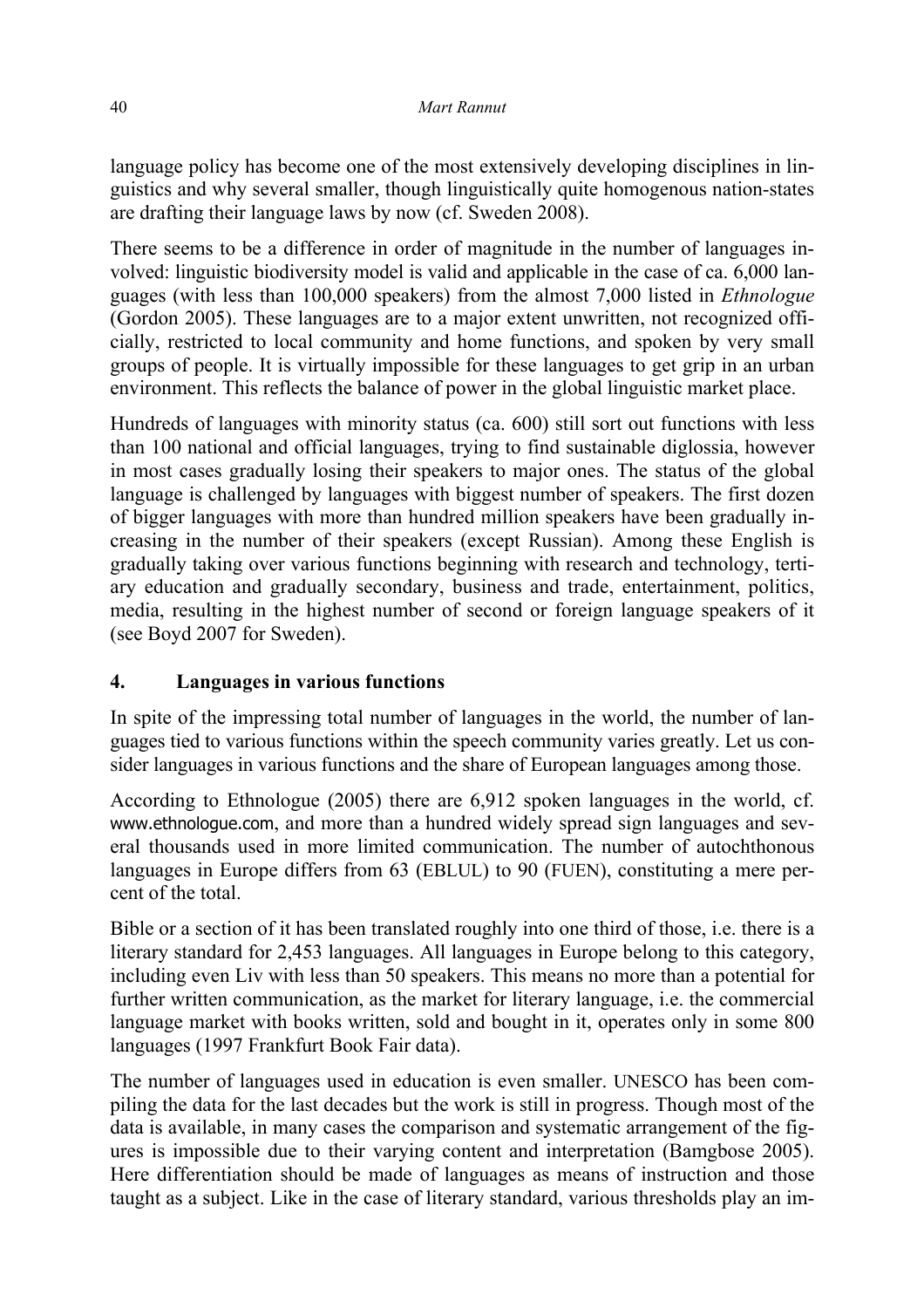language policy has become one of the most extensively developing disciplines in linguistics and why several smaller, though linguistically quite homogenous nation-states are drafting their language laws by now (cf. Sweden 2008).

There seems to be a difference in order of magnitude in the number of languages involved: linguistic biodiversity model is valid and applicable in the case of ca. 6,000 languages (with less than 100,000 speakers) from the almost 7,000 listed in *Ethnologue* (Gordon 2005). These languages are to a major extent unwritten, not recognized officially, restricted to local community and home functions, and spoken by very small groups of people. It is virtually impossible for these languages to get grip in an urban environment. This reflects the balance of power in the global linguistic market place.

Hundreds of languages with minority status (ca. 600) still sort out functions with less than 100 national and official languages, trying to find sustainable diglossia, however in most cases gradually losing their speakers to major ones. The status of the global language is challenged by languages with biggest number of speakers. The first dozen of bigger languages with more than hundred million speakers have been gradually increasing in the number of their speakers (except Russian). Among these English is gradually taking over various functions beginning with research and technology, tertiary education and gradually secondary, business and trade, entertainment, politics, media, resulting in the highest number of second or foreign language speakers of it (see Boyd 2007 for Sweden).

## 4. Languages in various functions

In spite of the impressing total number of languages in the world, the number of languages tied to various functions within the speech community varies greatly. Let us consider languages in various functions and the share of European languages among those.

According to Ethnologue (2005) there are 6,912 spoken languages in the world, cf. www.ethnologue.com, and more than a hundred widely spread sign languages and several thousands used in more limited communication. The number of autochthonous languages in Europe differs from 63 (EBLUL) to 90 (FUEN), constituting a mere percent of the total.

Bible or a section of it has been translated roughly into one third of those, i.e. there is a literary standard for 2,453 languages. All languages in Europe belong to this category, including even Liv with less than 50 speakers. This means no more than a potential for further written communication, as the market for literary language, i.e. the commercial language market with books written, sold and bought in it, operates only in some 800 languages (1997 Frankfurt Book Fair data).

The number of languages used in education is even smaller. UNESCO has been compiling the data for the last decades but the work is still in progress. Though most of the data is available, in many cases the comparison and systematic arrangement of the figures is impossible due to their varying content and interpretation (Bamgbose 2005). Here differentiation should be made of languages as means of instruction and those taught as a subject. Like in the case of literary standard, various thresholds play an im-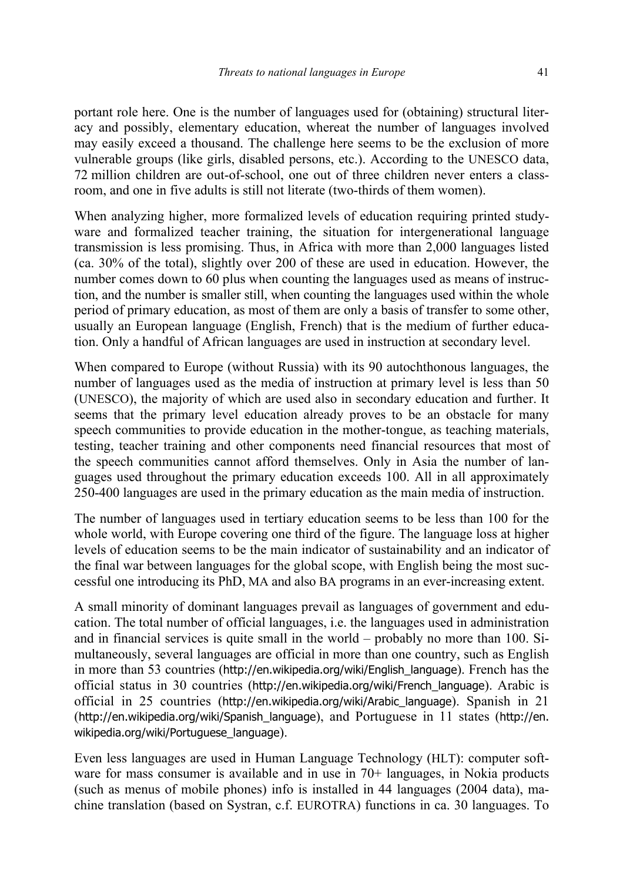portant role here. One is the number of languages used for (obtaining) structural literacy and possibly, elementary education, whereat the number of languages involved may easily exceed a thousand. The challenge here seems to be the exclusion of more vulnerable groups (like girls, disabled persons, etc.). According to the UNESCO data, 72 million children are out-of-school, one out of three children never enters a classroom, and one in five adults is still not literate (two-thirds of them women).

When analyzing higher, more formalized levels of education requiring printed studyware and formalized teacher training, the situation for intergenerational language transmission is less promising. Thus, in Africa with more than 2,000 languages listed (ca. 30% of the total), slightly over 200 of these are used in education. However, the number comes down to 60 plus when counting the languages used as means of instruction, and the number is smaller still, when counting the languages used within the whole period of primary education, as most of them are only a basis of transfer to some other, usually an European language (English, French) that is the medium of further education. Only a handful of African languages are used in instruction at secondary level.

When compared to Europe (without Russia) with its 90 autochthonous languages, the number of languages used as the media of instruction at primary level is less than 50 (UNESCO), the majority of which are used also in secondary education and further. It seems that the primary level education already proves to be an obstacle for many speech communities to provide education in the mother-tongue, as teaching materials, testing, teacher training and other components need financial resources that most of the speech communities cannot afford themselves. Only in Asia the number of languages used throughout the primary education exceeds 100. All in all approximately 250-400 languages are used in the primary education as the main media of instruction.

The number of languages used in tertiary education seems to be less than 100 for the whole world, with Europe covering one third of the figure. The language loss at higher levels of education seems to be the main indicator of sustainability and an indicator of the final war between languages for the global scope, with English being the most successful one introducing its PhD, MA and also BA programs in an ever-increasing extent.

A small minority of dominant languages prevail as languages of government and education. The total number of official languages, i.e. the languages used in administration and in financial services is quite small in the world – probably no more than 100. Simultaneously, several languages are official in more than one country, such as English in more than 53 countries (http://en.wikipedia.org/wiki/English_language). French has the official status in 30 countries (http://en.wikipedia.org/wiki/French_language). Arabic is official in 25 countries (http://en.wikipedia.org/wiki/Arabic_language). Spanish in 21 (http://en.wikipedia.org/wiki/Spanish_language), and Portuguese in 11 states (http://en.wikipedia.org/wiki/Portuguese_language).

Even less languages are used in Human Language Technology (HLT): computer software for mass consumer is available and in use in 70+ languages, in Nokia products (such as menus of mobile phones) info is installed in 44 languages (2004 data), machine translation (based on Systran, c.f. EUROTRA) functions in ca. 30 languages. To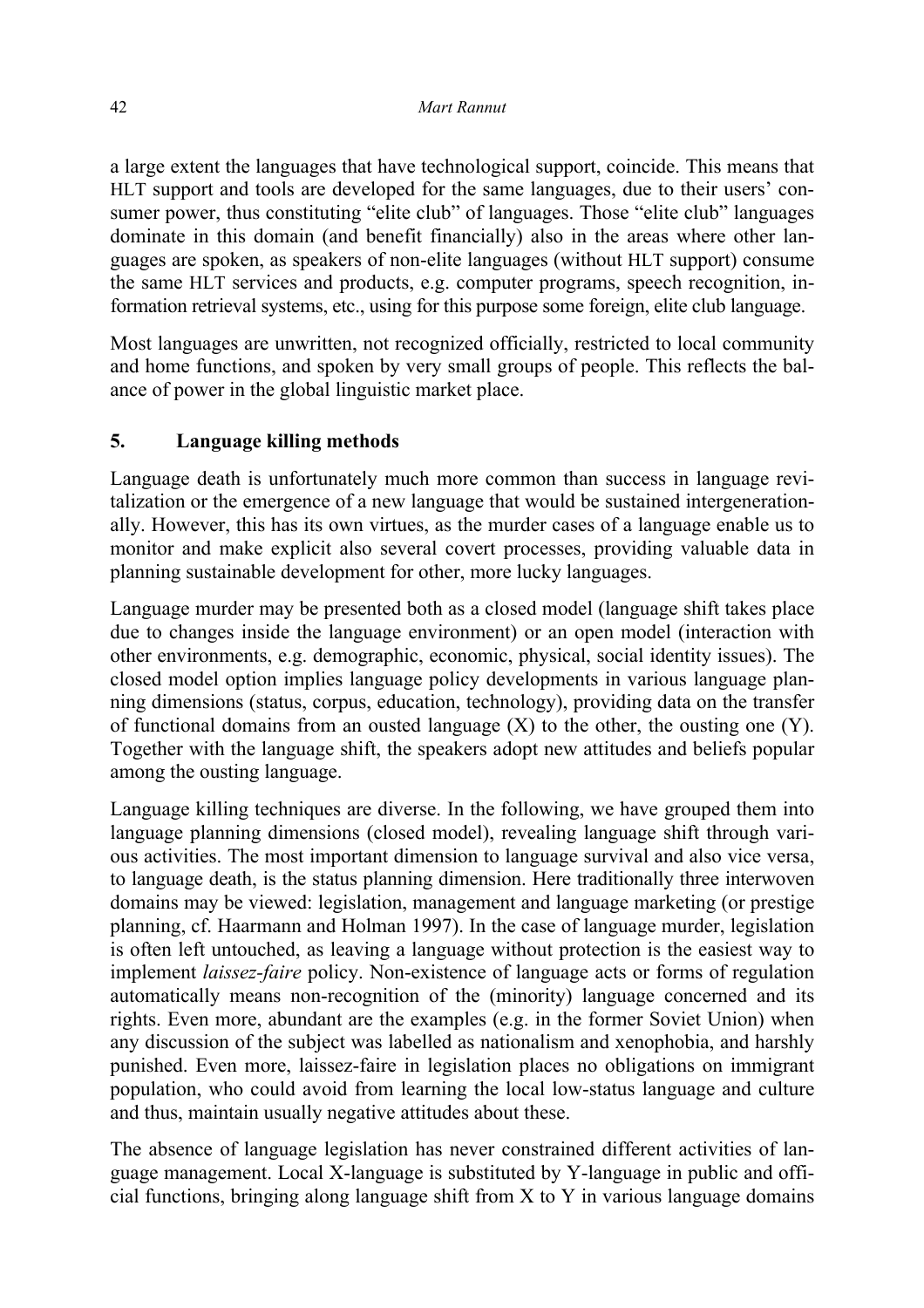a large extent the languages that have technological support, coincide. This means that HLT support and tools are developed for the same languages, due to their users' consumer power, thus constituting "elite club" of languages. Those "elite club" languages dominate in this domain (and benefit financially) also in the areas where other languages are spoken, as speakers of non-elite languages (without HLT support) consume the same HLT services and products, e.g. computer programs, speech recognition, information retrieval systems, etc., using for this purpose some foreign, elite club language.

Most languages are unwritten, not recognized officially, restricted to local community and home functions, and spoken by very small groups of people. This reflects the balance of power in the global linguistic market place.

## 5. Language killing methods

Language death is unfortunately much more common than success in language revitalization or the emergence of a new language that would be sustained intergenerationally. However, this has its own virtues, as the murder cases of a language enable us to monitor and make explicit also several covert processes, providing valuable data in planning sustainable development for other, more lucky languages.

Language murder may be presented both as a closed model (language shift takes place due to changes inside the language environment) or an open model (interaction with other environments, e.g. demographic, economic, physical, social identity issues). The closed model option implies language policy developments in various language planning dimensions (status, corpus, education, technology), providing data on the transfer of functional domains from an ousted language (X) to the other, the ousting one (Y). Together with the language shift, the speakers adopt new attitudes and beliefs popular among the ousting language.

Language killing techniques are diverse. In the following, we have grouped them into language planning dimensions (closed model), revealing language shift through various activities. The most important dimension to language survival and also vice versa, to language death, is the status planning dimension. Here traditionally three interwoven domains may be viewed: legislation, management and language marketing (or prestige planning, cf. Haarmann and Holman 1997). In the case of language murder, legislation is often left untouched, as leaving a language without protection is the easiest way to implement *laissez-faire* policy. Non-existence of language acts or forms of regulation automatically means non-recognition of the (minority) language concerned and its rights. Even more, abundant are the examples (e.g. in the former Soviet Union) when any discussion of the subject was labelled as nationalism and xenophobia, and harshly punished. Even more, laissez-faire in legislation places no obligations on immigrant population, who could avoid from learning the local low-status language and culture and thus, maintain usually negative attitudes about these.

The absence of language legislation has never constrained different activities of language management. Local X-language is substituted by Y-language in public and official functions, bringing along language shift from X to Y in various language domains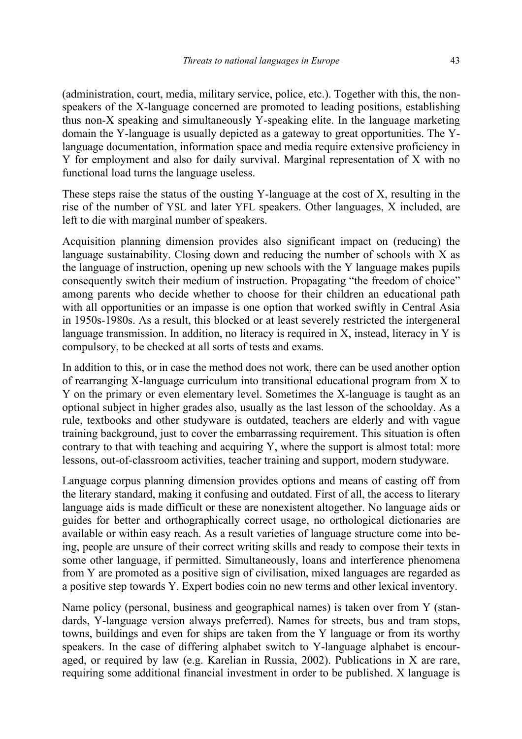(administration, court, media, military service, police, etc.). Together with this, the non-speakers of the X-language concerned are promoted to leading positions, establishing thus non-X speaking and simultaneously Y-speaking elite. In the language marketing domain the Y-language is usually depicted as a gateway to great opportunities. The Y-language documentation, information space and media require extensive proficiency in Y for employment and also for daily survival. Marginal representation of X with no functional load turns the language useless.

These steps raise the status of the ousting Y-language at the cost of X, resulting in the rise of the number of YSL and later YFL speakers. Other languages, X included, are left to die with marginal number of speakers.

Acquisition planning dimension provides also significant impact on (reducing) the language sustainability. Closing down and reducing the number of schools with X as the language of instruction, opening up new schools with the Y language makes pupils consequently switch their medium of instruction. Propagating "the freedom of choice" among parents who decide whether to choose for their children an educational path with all opportunities or an impasse is one option that worked swiftly in Central Asia in 1950s-1980s. As a result, this blocked or at least severely restricted the intergeneral language transmission. In addition, no literacy is required in X, instead, literacy in Y is compulsory, to be checked at all sorts of tests and exams.

In addition to this, or in case the method does not work, there can be used another option of rearranging X-language curriculum into transitional educational program from X to Y on the primary or even elementary level. Sometimes the X-language is taught as an optional subject in higher grades also, usually as the last lesson of the schoolday. As a rule, textbooks and other studyware is outdated, teachers are elderly and with vague training background, just to cover the embarrassing requirement. This situation is often contrary to that with teaching and acquiring Y, where the support is almost total: more lessons, out-of-classroom activities, teacher training and support, modern studyware.

Language corpus planning dimension provides options and means of casting off from the literary standard, making it confusing and outdated. First of all, the access to literary language aids is made difficult or these are nonexistent altogether. No language aids or guides for better and orthographically correct usage, no orthological dictionaries are available or within easy reach. As a result varieties of language structure come into being, people are unsure of their correct writing skills and ready to compose their texts in some other language, if permitted. Simultaneously, loans and interference phenomena from Y are promoted as a positive sign of civilisation, mixed languages are regarded as a positive step towards Y. Expert bodies coin no new terms and other lexical inventory.

Name policy (personal, business and geographical names) is taken over from Y (standards, Y-language version always preferred). Names for streets, bus and tram stops, towns, buildings and even for ships are taken from the Y language or from its worthy speakers. In the case of differing alphabet switch to Y-language alphabet is encouraged, or required by law (e.g. Karelian in Russia, 2002). Publications in X are rare, requiring some additional financial investment in order to be published. X language is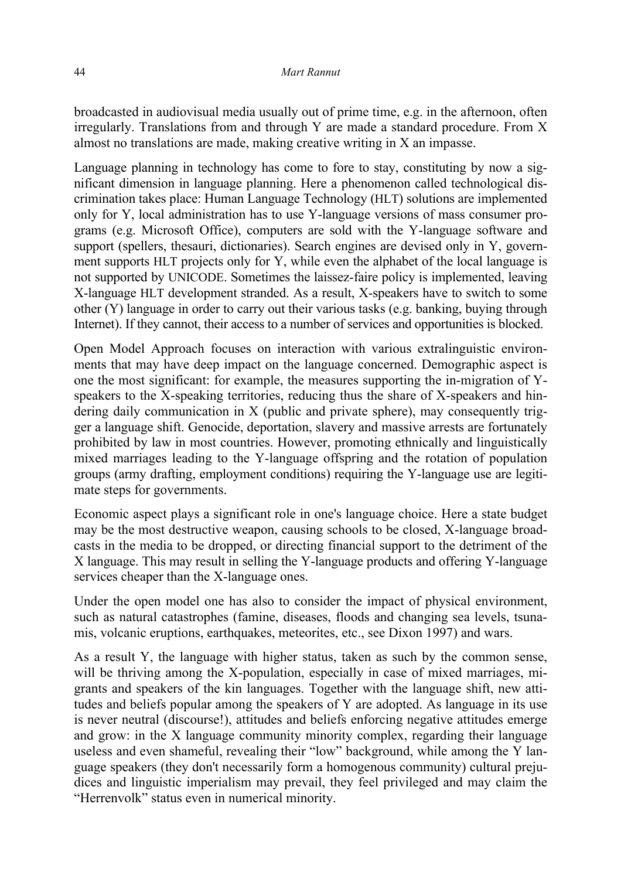broadcasted in audiovisual media usually out of prime time, e.g. in the afternoon, often irregularly. Translations from and through Y are made a standard procedure. From X almost no translations are made, making creative writing in X an impasse.

Language planning in technology has come to fore to stay, constituting by now a significant dimension in language planning. Here a phenomenon called technological discrimination takes place: Human Language Technology (HLT) solutions are implemented only for Y, local administration has to use Y-language versions of mass consumer programs (e.g. Microsoft Office), computers are sold with the Y-language software and support (spellers, thesauri, dictionaries). Search engines are devised only in Y, government supports HLT projects only for Y, while even the alphabet of the local language is not supported by UNICODE. Sometimes the laissez-faire policy is implemented, leaving X-language HLT development stranded. As a result, X-speakers have to switch to some other (Y) language in order to carry out their various tasks (e.g. banking, buying through Internet). If they cannot, their access to a number of services and opportunities is blocked.

Open Model Approach focuses on interaction with various extralinguistic environments that may have deep impact on the language concerned. Demographic aspect is one the most significant: for example, the measures supporting the in-migration of Y-speakers to the X-speaking territories, reducing thus the share of X-speakers and hindering daily communication in X (public and private sphere), may consequently trigger a language shift. Genocide, deportation, slavery and massive arrests are fortunately prohibited by law in most countries. However, promoting ethnically and linguistically mixed marriages leading to the Y-language offspring and the rotation of population groups (army drafting, employment conditions) requiring the Y-language use are legitimate steps for governments.

Economic aspect plays a significant role in one's language choice. Here a state budget may be the most destructive weapon, causing schools to be closed, X-language broadcasts in the media to be dropped, or directing financial support to the detriment of the X language. This may result in selling the Y-language products and offering Y-language services cheaper than the X-language ones.

Under the open model one has also to consider the impact of physical environment, such as natural catastrophes (famine, diseases, floods and changing sea levels, tsunamis, volcanic eruptions, earthquakes, meteorites, etc., see Dixon 1997) and wars.

As a result Y, the language with higher status, taken as such by the common sense, will be thriving among the X-population, especially in case of mixed marriages, migrants and speakers of the kin languages. Together with the language shift, new attitudes and beliefs popular among the speakers of Y are adopted. As language in its use is never neutral (discourse!), attitudes and beliefs enforcing negative attitudes emerge and grow: in the X language community minority complex, regarding their language useless and even shameful, revealing their "low" background, while among the Y language speakers (they don't necessarily form a homogenous community) cultural prejudices and linguistic imperialism may prevail, they feel privileged and may claim the "Herrenvolk" status even in numerical minority.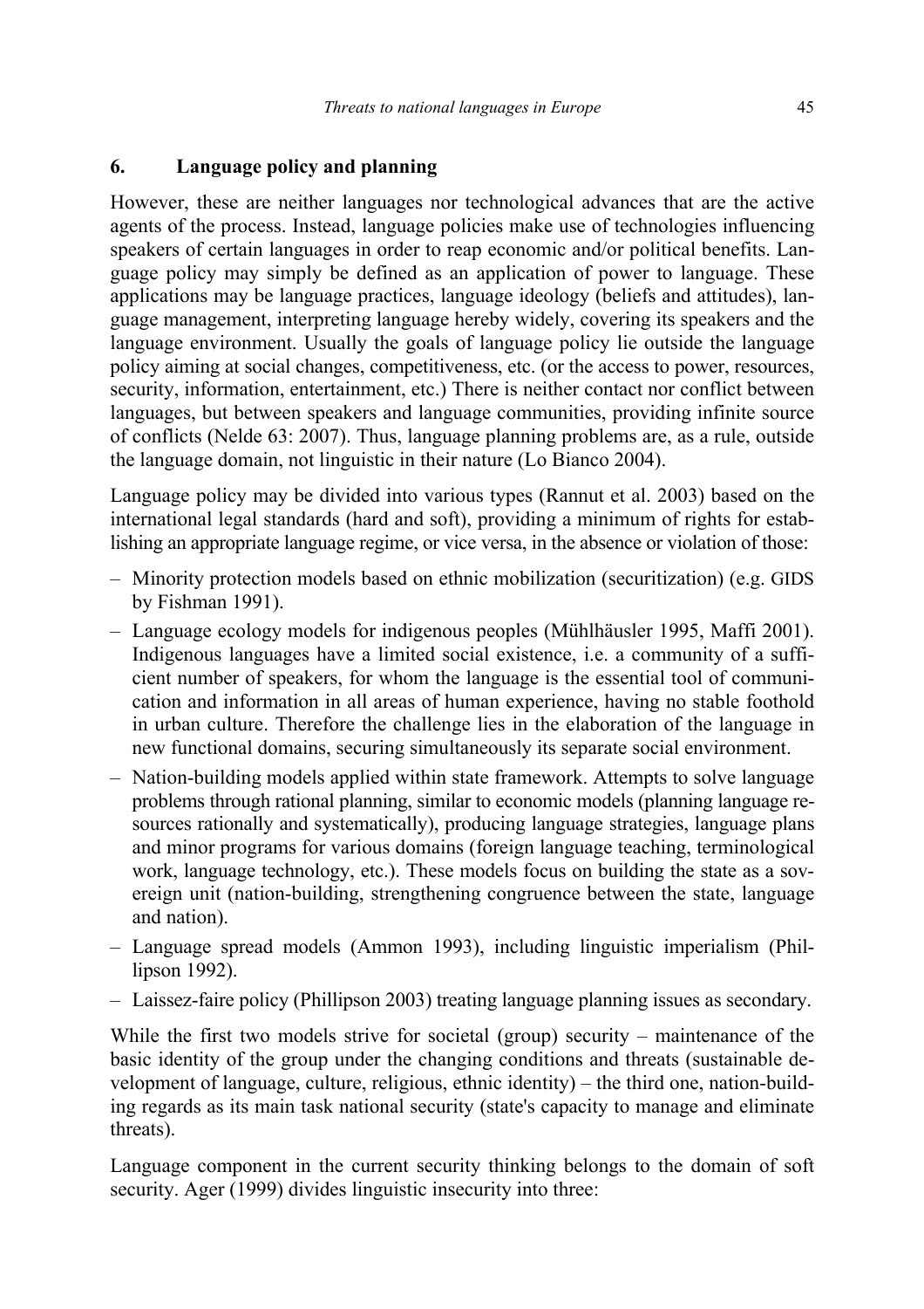## 6. Language policy and planning

However, these are neither languages nor technological advances that are the active agents of the process. Instead, language policies make use of technologies influencing speakers of certain languages in order to reap economic and/or political benefits. Language policy may simply be defined as an application of power to language. These applications may be language practices, language ideology (beliefs and attitudes), language management, interpreting language hereby widely, covering its speakers and the language environment. Usually the goals of language policy lie outside the language policy aiming at social changes, competitiveness, etc. (or the access to power, resources, security, information, entertainment, etc.) There is neither contact nor conflict between languages, but between speakers and language communities, providing infinite source of conflicts (Nelde 63: 2007). Thus, language planning problems are, as a rule, outside the language domain, not linguistic in their nature (Lo Bianco 2004).

Language policy may be divided into various types (Rannut et al. 2003) based on the international legal standards (hard and soft), providing a minimum of rights for establishing an appropriate language regime, or vice versa, in the absence or violation of those:

- Minority protection models based on ethnic mobilization (securitization) (e.g. GIDS by Fishman 1991).
- Language ecology models for indigenous peoples (Mühlhäusler 1995, Maffi 2001). Indigenous languages have a limited social existence, i.e. a community of a sufficient number of speakers, for whom the language is the essential tool of communication and information in all areas of human experience, having no stable foothold in urban culture. Therefore the challenge lies in the elaboration of the language in new functional domains, securing simultaneously its separate social environment.
- Nation-building models applied within state framework. Attempts to solve language problems through rational planning, similar to economic models (planning language resources rationally and systematically), producing language strategies, language plans and minor programs for various domains (foreign language teaching, terminological work, language technology, etc.). These models focus on building the state as a sovereign unit (nation-building, strengthening congruence between the state, language and nation).
- Language spread models (Ammon 1993), including linguistic imperialism (Phillipson 1992).
- Laissez-faire policy (Phillipson 2003) treating language planning issues as secondary.

While the first two models strive for societal (group) security – maintenance of the basic identity of the group under the changing conditions and threats (sustainable development of language, culture, religious, ethnic identity) – the third one, nation-building regards as its main task national security (state's capacity to manage and eliminate threats).

Language component in the current security thinking belongs to the domain of soft security. Ager (1999) divides linguistic insecurity into three: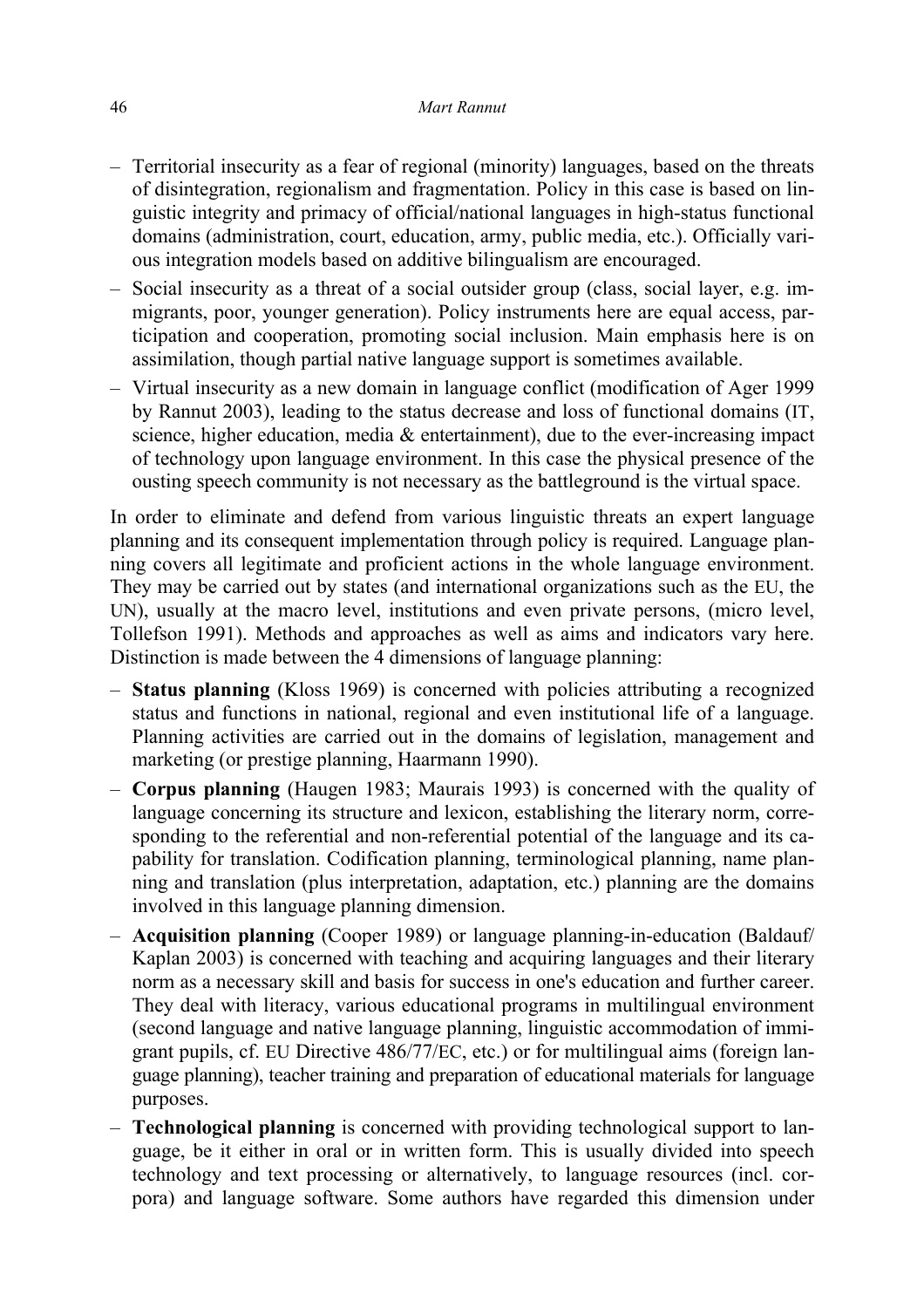- Territorial insecurity as a fear of regional (minority) languages, based on the threats of disintegration, regionalism and fragmentation. Policy in this case is based on linguistic integrity and primacy of official/national languages in high-status functional domains (administration, court, education, army, public media, etc.). Officially various integration models based on additive bilingualism are encouraged.
- Social insecurity as a threat of a social outsider group (class, social layer, e.g. immigrants, poor, younger generation). Policy instruments here are equal access, participation and cooperation, promoting social inclusion. Main emphasis here is on assimilation, though partial native language support is sometimes available.
- Virtual insecurity as a new domain in language conflict (modification of Ager 1999 by Rannut 2003), leading to the status decrease and loss of functional domains (IT, science, higher education, media & entertainment), due to the ever-increasing impact of technology upon language environment. In this case the physical presence of the ousting speech community is not necessary as the battleground is the virtual space.

In order to eliminate and defend from various linguistic threats an expert language planning and its consequent implementation through policy is required. Language planning covers all legitimate and proficient actions in the whole language environment. They may be carried out by states (and international organizations such as the EU, the UN), usually at the macro level, institutions and even private persons, (micro level, Tollefson 1991). Methods and approaches as well as aims and indicators vary here. Distinction is made between the 4 dimensions of language planning:

- **Status planning** (Kloss 1969) is concerned with policies attributing a recognized status and functions in national, regional and even institutional life of a language. Planning activities are carried out in the domains of legislation, management and marketing (or prestige planning, Haarmann 1990).
- **Corpus planning** (Haugen 1983; Maurais 1993) is concerned with the quality of language concerning its structure and lexicon, establishing the literary norm, corresponding to the referential and non-referential potential of the language and its capability for translation. Codification planning, terminological planning, name planning and translation (plus interpretation, adaptation, etc.) planning are the domains involved in this language planning dimension.
- **Acquisition planning** (Cooper 1989) or language planning-in-education (Baldauf/ Kaplan 2003) is concerned with teaching and acquiring languages and their literary norm as a necessary skill and basis for success in one's education and further career. They deal with literacy, various educational programs in multilingual environment (second language and native language planning, linguistic accommodation of immigrant pupils, cf. EU Directive 486/77/EC, etc.) or for multilingual aims (foreign language planning), teacher training and preparation of educational materials for language purposes.
- **Technological planning** is concerned with providing technological support to language, be it either in oral or in written form. This is usually divided into speech technology and text processing or alternatively, to language resources (incl. corpora) and language software. Some authors have regarded this dimension under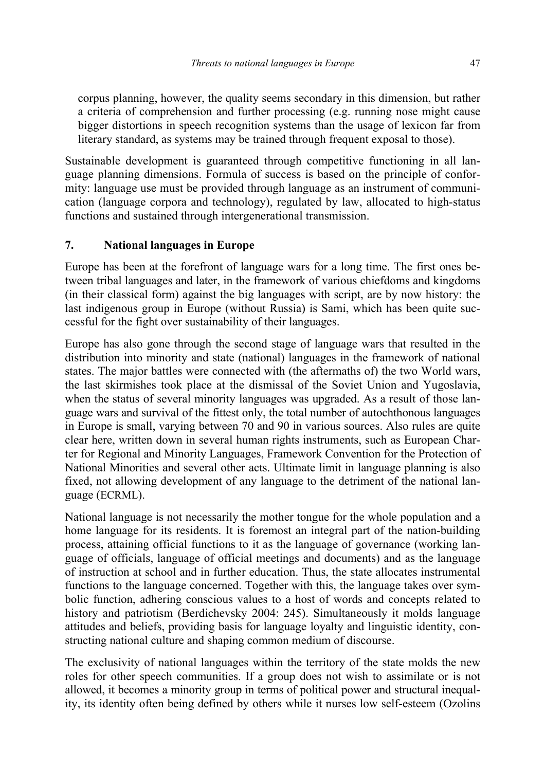corpus planning, however, the quality seems secondary in this dimension, but rather a criteria of comprehension and further processing (e.g. running nose might cause bigger distortions in speech recognition systems than the usage of lexicon far from literary standard, as systems may be trained through frequent exposal to those).

Sustainable development is guaranteed through competitive functioning in all language planning dimensions. Formula of success is based on the principle of conformity: language use must be provided through language as an instrument of communication (language corpora and technology), regulated by law, allocated to high-status functions and sustained through intergenerational transmission.

## 7. National languages in Europe

Europe has been at the forefront of language wars for a long time. The first ones between tribal languages and later, in the framework of various chiefdoms and kingdoms (in their classical form) against the big languages with script, are by now history: the last indigenous group in Europe (without Russia) is Sami, which has been quite successful for the fight over sustainability of their languages.

Europe has also gone through the second stage of language wars that resulted in the distribution into minority and state (national) languages in the framework of national states. The major battles were connected with (the aftermaths of) the two World wars, the last skirmishes took place at the dismissal of the Soviet Union and Yugoslavia, when the status of several minority languages was upgraded. As a result of those language wars and survival of the fittest only, the total number of autochthonous languages in Europe is small, varying between 70 and 90 in various sources. Also rules are quite clear here, written down in several human rights instruments, such as European Charter for Regional and Minority Languages, Framework Convention for the Protection of National Minorities and several other acts. Ultimate limit in language planning is also fixed, not allowing development of any language to the detriment of the national language (ECRML).

National language is not necessarily the mother tongue for the whole population and a home language for its residents. It is foremost an integral part of the nation-building process, attaining official functions to it as the language of governance (working language of officials, language of official meetings and documents) and as the language of instruction at school and in further education. Thus, the state allocates instrumental functions to the language concerned. Together with this, the language takes over symbolic function, adhering conscious values to a host of words and concepts related to history and patriotism (Berdichevsky 2004: 245). Simultaneously it molds language attitudes and beliefs, providing basis for language loyalty and linguistic identity, constructing national culture and shaping common medium of discourse.

The exclusivity of national languages within the territory of the state molds the new roles for other speech communities. If a group does not wish to assimilate or is not allowed, it becomes a minority group in terms of political power and structural inequality, its identity often being defined by others while it nurses low self-esteem (Ozolins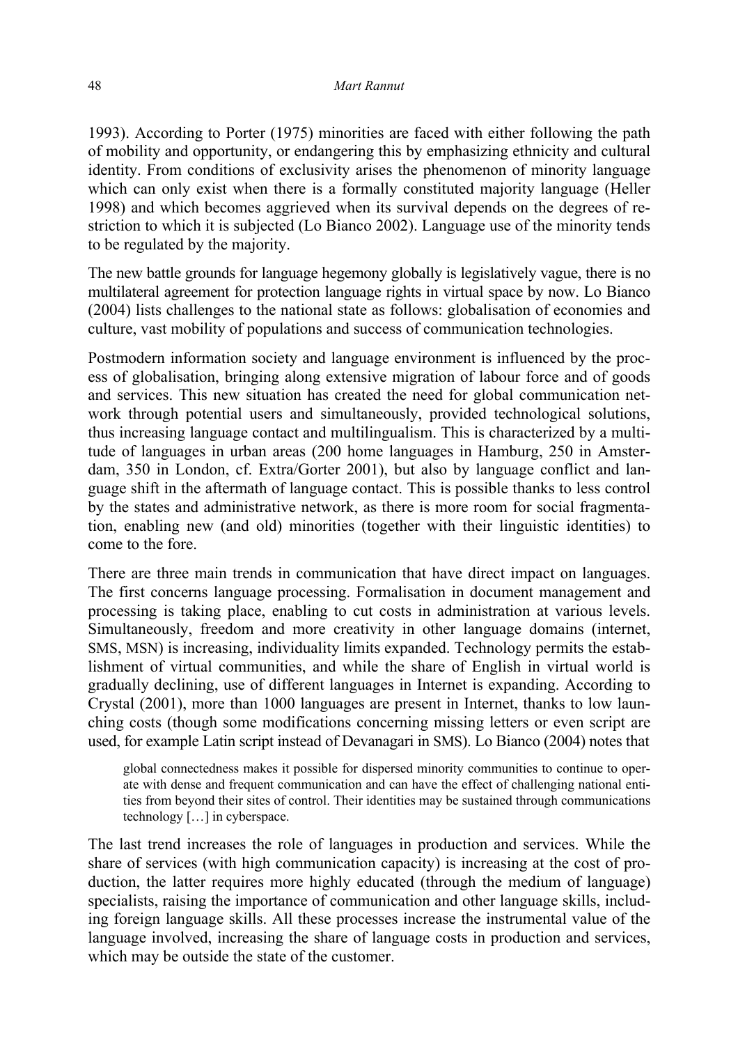1993). According to Porter (1975) minorities are faced with either following the path of mobility and opportunity, or endangering this by emphasizing ethnicity and cultural identity. From conditions of exclusivity arises the phenomenon of minority language which can only exist when there is a formally constituted majority language (Heller 1998) and which becomes aggrieved when its survival depends on the degrees of restriction to which it is subjected (Lo Bianco 2002). Language use of the minority tends to be regulated by the majority.

The new battle grounds for language hegemony globally is legislatively vague, there is no multilateral agreement for protection language rights in virtual space by now. Lo Bianco (2004) lists challenges to the national state as follows: globalisation of economies and culture, vast mobility of populations and success of communication technologies.

Postmodern information society and language environment is influenced by the process of globalisation, bringing along extensive migration of labour force and of goods and services. This new situation has created the need for global communication network through potential users and simultaneously, provided technological solutions, thus increasing language contact and multilingualism. This is characterized by a multitude of languages in urban areas (200 home languages in Hamburg, 250 in Amsterdam, 350 in London, cf. Extra/Gorter 2001), but also by language conflict and language shift in the aftermath of language contact. This is possible thanks to less control by the states and administrative network, as there is more room for social fragmentation, enabling new (and old) minorities (together with their linguistic identities) to come to the fore.

There are three main trends in communication that have direct impact on languages. The first concerns language processing. Formalisation in document management and processing is taking place, enabling to cut costs in administration at various levels. Simultaneously, freedom and more creativity in other language domains (internet, SMS, MSN) is increasing, individuality limits expanded. Technology permits the establishment of virtual communities, and while the share of English in virtual world is gradually declining, use of different languages in Internet is expanding. According to Crystal (2001), more than 1000 languages are present in Internet, thanks to low launching costs (though some modifications concerning missing letters or even script are used, for example Latin script instead of Devanagari in SMS). Lo Bianco (2004) notes that

> global connectedness makes it possible for dispersed minority communities to continue to operate with dense and frequent communication and can have the effect of challenging national entities from beyond their sites of control. Their identities may be sustained through communications technology […] in cyberspace.

The last trend increases the role of languages in production and services. While the share of services (with high communication capacity) is increasing at the cost of production, the latter requires more highly educated (through the medium of language) specialists, raising the importance of communication and other language skills, including foreign language skills. All these processes increase the instrumental value of the language involved, increasing the share of language costs in production and services, which may be outside the state of the customer.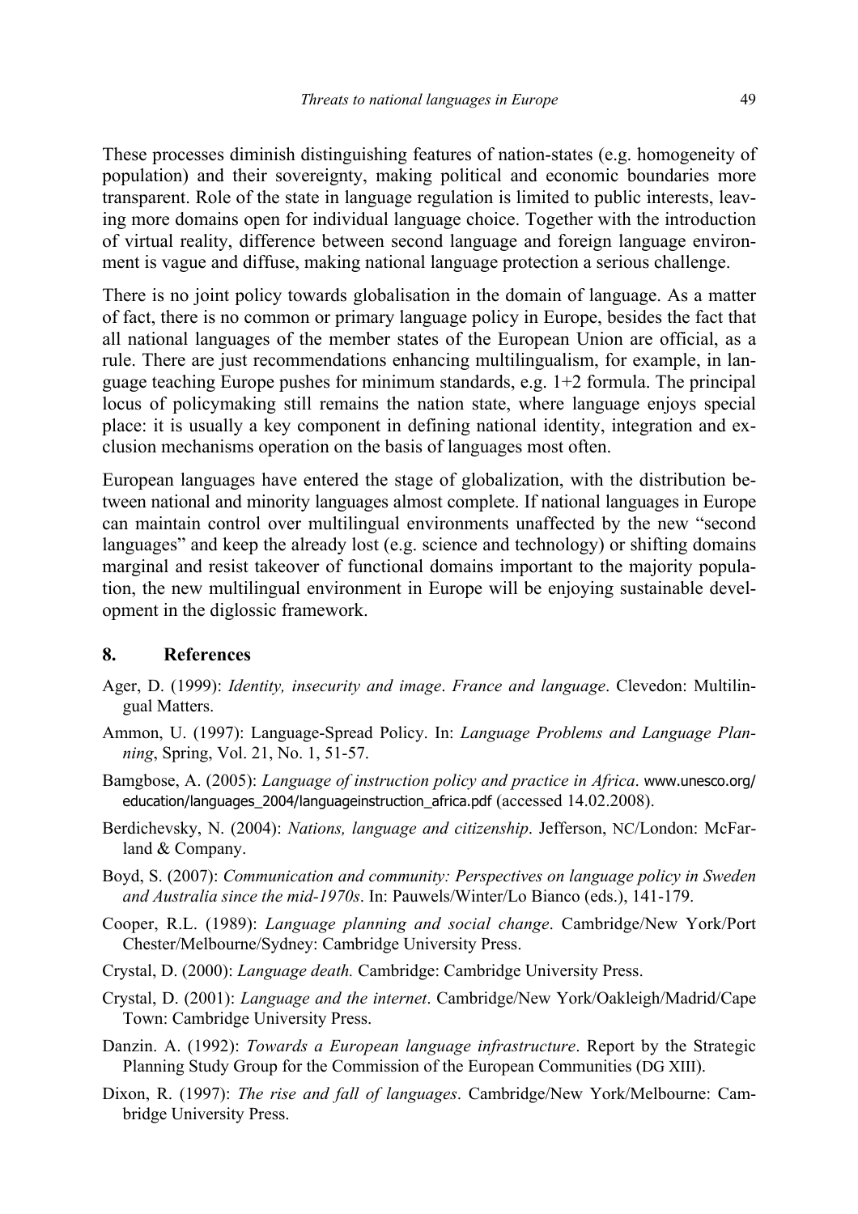These processes diminish distinguishing features of nation-states (e.g. homogeneity of population) and their sovereignty, making political and economic boundaries more transparent. Role of the state in language regulation is limited to public interests, leaving more domains open for individual language choice. Together with the introduction of virtual reality, difference between second language and foreign language environment is vague and diffuse, making national language protection a serious challenge.

There is no joint policy towards globalisation in the domain of language. As a matter of fact, there is no common or primary language policy in Europe, besides the fact that all national languages of the member states of the European Union are official, as a rule. There are just recommendations enhancing multilingualism, for example, in language teaching Europe pushes for minimum standards, e.g. 1+2 formula. The principal locus of policymaking still remains the nation state, where language enjoys special place: it is usually a key component in defining national identity, integration and exclusion mechanisms operation on the basis of languages most often.

European languages have entered the stage of globalization, with the distribution between national and minority languages almost complete. If national languages in Europe can maintain control over multilingual environments unaffected by the new "second languages" and keep the already lost (e.g. science and technology) or shifting domains marginal and resist takeover of functional domains important to the majority population, the new multilingual environment in Europe will be enjoying sustainable development in the diglossic framework.

## 8. References

Ager, D. (1999): *Identity, insecurity and image*. *France and language*. Clevedon: Multilingual Matters.

Ammon, U. (1997): Language-Spread Policy. In: *Language Problems and Language Planning*, Spring, Vol. 21, No. 1, 51-57.

Bamgbose, A. (2005): *Language of instruction policy and practice in Africa*. www.unesco.org/education/languages_2004/languageinstruction_africa.pdf (accessed 14.02.2008).

Berdichevsky, N. (2004): *Nations, language and citizenship*. Jefferson, NC/London: McFarland & Company.

Boyd, S. (2007): *Communication and community: Perspectives on language policy in Sweden and Australia since the mid-1970s*. In: Pauwels/Winter/Lo Bianco (eds.), 141-179.

Cooper, R.L. (1989): *Language planning and social change*. Cambridge/New York/Port Chester/Melbourne/Sydney: Cambridge University Press.

Crystal, D. (2000): *Language death.* Cambridge: Cambridge University Press.

Crystal, D. (2001): *Language and the internet*. Cambridge/New York/Oakleigh/Madrid/Cape Town: Cambridge University Press.

Danzin. A. (1992): *Towards a European language infrastructure*. Report by the Strategic Planning Study Group for the Commission of the European Communities (DG XIII).

Dixon, R. (1997): *The rise and fall of languages*. Cambridge/New York/Melbourne: Cambridge University Press.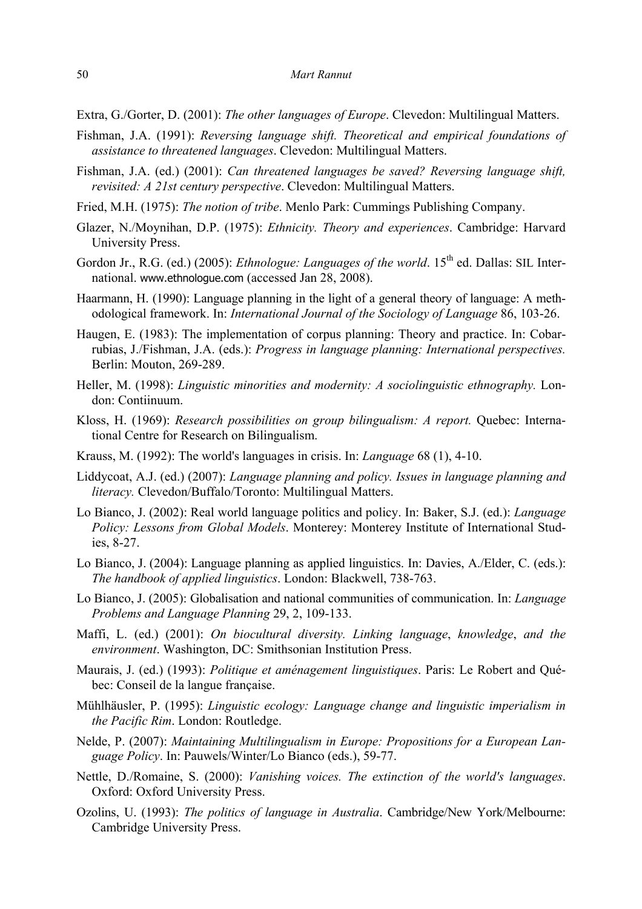Extra, G./Gorter, D. (2001): *The other languages of Europe*. Clevedon: Multilingual Matters.

Fishman, J.A. (1991): *Reversing language shift. Theoretical and empirical foundations of assistance to threatened languages*. Clevedon: Multilingual Matters.

Fishman, J.A. (ed.) (2001): *Can threatened languages be saved? Reversing language shift, revisited: A 21st century perspective*. Clevedon: Multilingual Matters.

Fried, M.H. (1975): *The notion of tribe*. Menlo Park: Cummings Publishing Company.

Glazer, N./Moynihan, D.P. (1975): *Ethnicity. Theory and experiences*. Cambridge: Harvard University Press.

Gordon Jr., R.G. (ed.) (2005): *Ethnologue: Languages of the world*. 15th ed. Dallas: SIL International. www.ethnologue.com (accessed Jan 28, 2008).

Haarmann, H. (1990): Language planning in the light of a general theory of language: A methodological framework. In: *International Journal of the Sociology of Language* 86, 103-26.

Haugen, E. (1983): The implementation of corpus planning: Theory and practice. In: Cobarrubias, J./Fishman, J.A. (eds.): *Progress in language planning: International perspectives.* Berlin: Mouton, 269-289.

Heller, M. (1998): *Linguistic minorities and modernity: A sociolinguistic ethnography.* London: Contiinuum.

Kloss, H. (1969): *Research possibilities on group bilingualism: A report.* Quebec: International Centre for Research on Bilingualism.

Krauss, M. (1992): The world's languages in crisis. In: *Language* 68 (1), 4-10.

Liddycoat, A.J. (ed.) (2007): *Language planning and policy. Issues in language planning and literacy.* Clevedon/Buffalo/Toronto: Multilingual Matters.

Lo Bianco, J. (2002): Real world language politics and policy. In: Baker, S.J. (ed.): *Language Policy: Lessons from Global Models*. Monterey: Monterey Institute of International Studies, 8-27.

Lo Bianco, J. (2004): Language planning as applied linguistics. In: Davies, A./Elder, C. (eds.): *The handbook of applied linguistics*. London: Blackwell, 738-763.

Lo Bianco, J. (2005): Globalisation and national communities of communication. In: *Language Problems and Language Planning* 29, 2, 109-133.

Maffi, L. (ed.) (2001): *On biocultural diversity. Linking language, knowledge, and the environment*. Washington, DC: Smithsonian Institution Press.

Maurais, J. (ed.) (1993): *Politique et aménagement linguistiques*. Paris: Le Robert and Québec: Conseil de la langue française.

Mühlhäusler, P. (1995): *Linguistic ecology: Language change and linguistic imperialism in the Pacific Rim*. London: Routledge.

Nelde, P. (2007): *Maintaining Multilingualism in Europe: Propositions for a European Language Policy*. In: Pauwels/Winter/Lo Bianco (eds.), 59-77.

Nettle, D./Romaine, S. (2000): *Vanishing voices. The extinction of the world's languages*. Oxford: Oxford University Press.

Ozolins, U. (1993): *The politics of language in Australia*. Cambridge/New York/Melbourne: Cambridge University Press.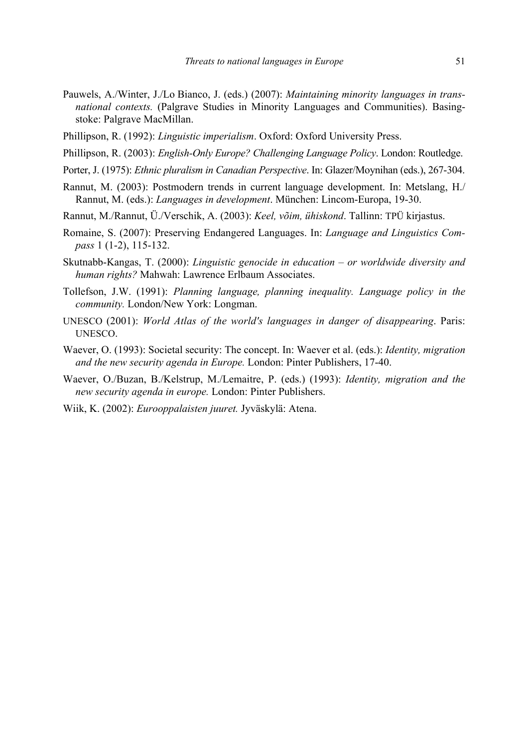Pauwels, A./Winter, J./Lo Bianco, J. (eds.) (2007): *Maintaining minority languages in transnational contexts.* (Palgrave Studies in Minority Languages and Communities). Basingstoke: Palgrave MacMillan.

Phillipson, R. (1992): *Linguistic imperialism*. Oxford: Oxford University Press.

Phillipson, R. (2003): *English-Only Europe? Challenging Language Policy*. London: Routledge.

Porter, J. (1975): *Ethnic pluralism in Canadian Perspective*. In: Glazer/Moynihan (eds.), 267-304.

Rannut, M. (2003): Postmodern trends in current language development. In: Metslang, H./ Rannut, M. (eds.): *Languages in development*. München: Lincom-Europa, 19-30.

Rannut, M./Rannut, Ü./Verschik, A. (2003): *Keel, võim, ühiskond*. Tallinn: TPÜ kirjastus.

Romaine, S. (2007): Preserving Endangered Languages. In: *Language and Linguistics Compass* 1 (1-2), 115-132.

Skutnabb-Kangas, T. (2000): *Linguistic genocide in education – or worldwide diversity and human rights?* Mahwah: Lawrence Erlbaum Associates.

Tollefson, J.W. (1991): *Planning language, planning inequality. Language policy in the community.* London/New York: Longman.

UNESCO (2001): *World Atlas of the world's languages in danger of disappearing*. Paris: UNESCO.

Waever, O. (1993): Societal security: The concept. In: Waever et al. (eds.): *Identity, migration and the new security agenda in Europe.* London: Pinter Publishers, 17-40.

Waever, O./Buzan, B./Kelstrup, M./Lemaitre, P. (eds.) (1993): *Identity, migration and the new security agenda in europe.* London: Pinter Publishers.

Wiik, K. (2002): *Eurooppalaisten juuret.* Jyväskylä: Atena.